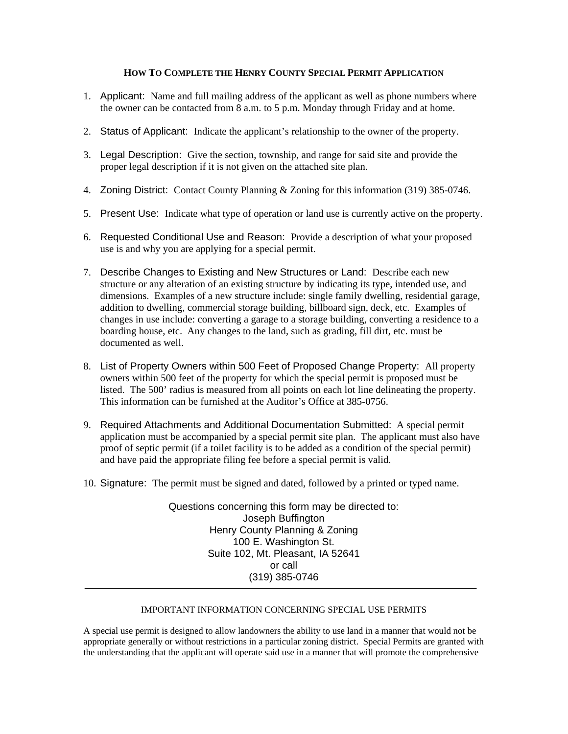## HOW TO COMPLETE THE HENRY COUNTY SPECIAL PERMIT APPLICATION

1. Applicant: Name and full mailing address of the applicant as well as phone numbers where the owner can be contacted from 8 a.m. to 5 p.m. Monday through Friday and at home.

2. Status of Applicant: Indicate the applicant's relationship to the owner of the property.

3. Legal Description: Give the section, township, and range for said site and provide the proper legal description if it is not given on the attached site plan.

4. Zoning District: Contact County Planning & Zoning for this information (319) 385-0746.

5. Present Use: Indicate what type of operation or land use is currently active on the property.

6. Requested Conditional Use and Reason: Provide a description of what your proposed use is and why you are applying for a special permit.

7. Describe Changes to Existing and New Structures or Land: Describe each new structure or any alteration of an existing structure by indicating its type, intended use, and dimensions. Examples of a new structure include: single family dwelling, residential garage, addition to dwelling, commercial storage building, billboard sign, deck, etc. Examples of changes in use include: converting a garage to a storage building, converting a residence to a boarding house, etc. Any changes to the land, such as grading, fill dirt, etc. must be documented as well.

8. List of Property Owners within 500 Feet of Proposed Change Property: All property owners within 500 feet of the property for which the special permit is proposed must be listed. The 500' radius is measured from all points on each lot line delineating the property. This information can be furnished at the Auditor's Office at 385-0756.

9. Required Attachments and Additional Documentation Submitted: A special permit application must be accompanied by a special permit site plan. The applicant must also have proof of septic permit (if a toilet facility is to be added as a condition of the special permit) and have paid the appropriate filing fee before a special permit is valid.

10. Signature: The permit must be signed and dated, followed by a printed or typed name.

Questions concerning this form may be directed to:
Joseph Buffington
Henry County Planning & Zoning
100 E. Washington St.
Suite 102, Mt. Pleasant, IA 52641
or call
(319) 385-0746

---

IMPORTANT INFORMATION CONCERNING SPECIAL USE PERMITS

A special use permit is designed to allow landowners the ability to use land in a manner that would not be appropriate generally or without restrictions in a particular zoning district. Special Permits are granted with the understanding that the applicant will operate said use in a manner that will promote the comprehensive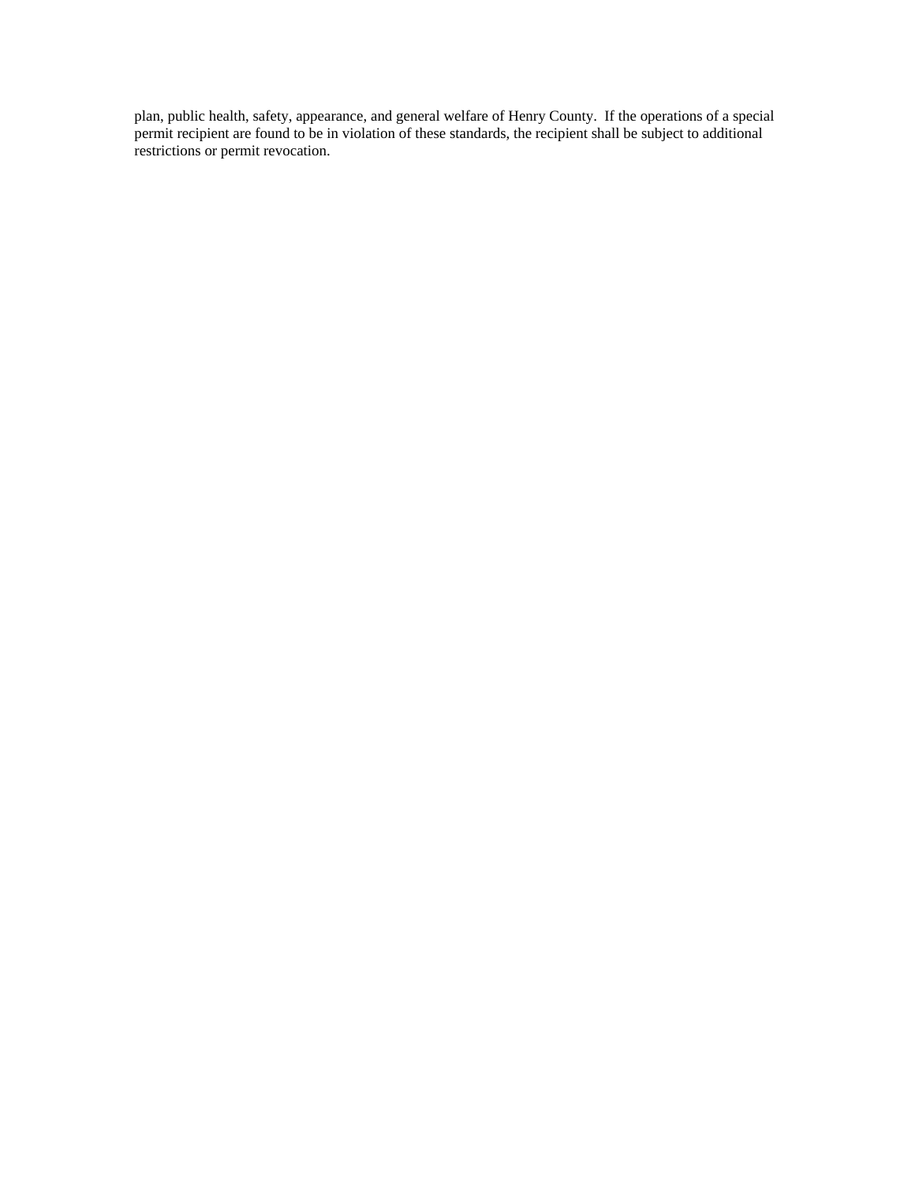plan, public health, safety, appearance, and general welfare of Henry County. If the operations of a special permit recipient are found to be in violation of these standards, the recipient shall be subject to additional restrictions or permit revocation.